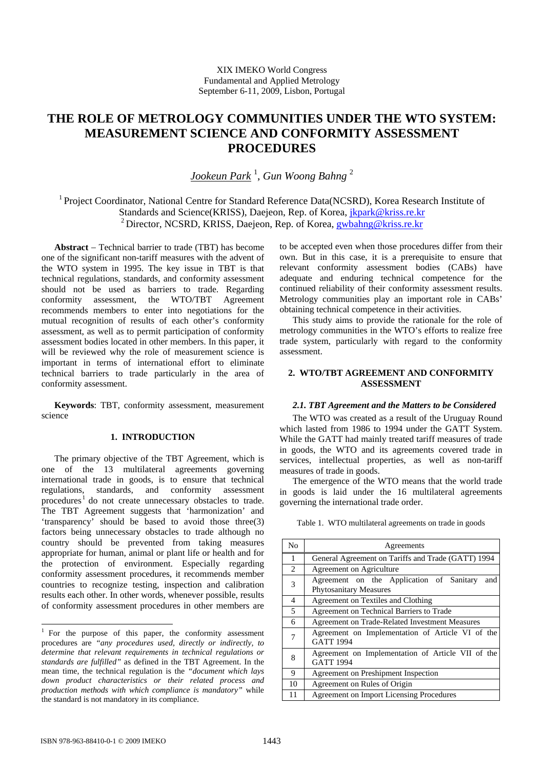XIX IMEKO World Congress
Fundamental and Applied Metrology
September 6-11, 2009, Lisbon, Portugal

# THE ROLE OF METROLOGY COMMUNITIES UNDER THE WTO SYSTEM: MEASUREMENT SCIENCE AND CONFORMITY ASSESSMENT PROCEDURES

*Jookeun Park* [1], *Gun Woong Bahng* [2]

[1] Project Coordinator, National Centre for Standard Reference Data(NCSRD), Korea Research Institute of Standards and Science(KRISS), Daejeon, Rep. of Korea, jkpark@kriss.re.kr
[2] Director, NCSRD, KRISS, Daejeon, Rep. of Korea, gwbahng@kriss.re.kr

**Abstract** – Technical barrier to trade (TBT) has become one of the significant non-tariff measures with the advent of the WTO system in 1995. The key issue in TBT is that technical regulations, standards, and conformity assessment should not be used as barriers to trade. Regarding conformity assessment, the WTO/TBT Agreement recommends members to enter into negotiations for the mutual recognition of results of each other's conformity assessment, as well as to permit participation of conformity assessment bodies located in other members. In this paper, it will be reviewed why the role of measurement science is important in terms of international effort to eliminate technical barriers to trade particularly in the area of conformity assessment.

**Keywords**: TBT, conformity assessment, measurement science

## 1. INTRODUCTION

The primary objective of the TBT Agreement, which is one of the 13 multilateral agreements governing international trade in goods, is to ensure that technical regulations, standards, and conformity assessment procedures[1] do not create unnecessary obstacles to trade. The TBT Agreement suggests that 'harmonization' and 'transparency' should be based to avoid those three(3) factors being unnecessary obstacles to trade although no country should be prevented from taking measures appropriate for human, animal or plant life or health and for the protection of environment. Especially regarding conformity assessment procedures, it recommends member countries to recognize testing, inspection and calibration results each other. In other words, whenever possible, results of conformity assessment procedures in other members are to be accepted even when those procedures differ from their own. But in this case, it is a prerequisite to ensure that relevant conformity assessment bodies (CABs) have adequate and enduring technical competence for the continued reliability of their conformity assessment results. Metrology communities play an important role in CABs' obtaining technical competence in their activities.

This study aims to provide the rationale for the role of metrology communities in the WTO's efforts to realize free trade system, particularly with regard to the conformity assessment.

## 2. WTO/TBT AGREEMENT AND CONFORMITY ASSESSMENT

### *2.1. TBT Agreement and the Matters to be Considered*

The WTO was created as a result of the Uruguay Round which lasted from 1986 to 1994 under the GATT System. While the GATT had mainly treated tariff measures of trade in goods, the WTO and its agreements covered trade in services, intellectual properties, as well as non-tariff measures of trade in goods.

The emergence of the WTO means that the world trade in goods is laid under the 16 multilateral agreements governing the international trade order.

Table 1. WTO multilateral agreements on trade in goods

| No | Agreements |
|---|---|
| 1 | General Agreement on Tariffs and Trade (GATT) 1994 |
| 2 | Agreement on Agriculture |
| 3 | Agreement on the Application of Sanitary and Phytosanitary Measures |
| 4 | Agreement on Textiles and Clothing |
| 5 | Agreement on Technical Barriers to Trade |
| 6 | Agreement on Trade-Related Investment Measures |
| 7 | Agreement on Implementation of Article VI of the GATT 1994 |
| 8 | Agreement on Implementation of Article VII of the GATT 1994 |
| 9 | Agreement on Preshipment Inspection |
| 10 | Agreement on Rules of Origin |
| 11 | Agreement on Import Licensing Procedures |

[1] For the purpose of this paper, the conformity assessment procedures are *"any procedures used, directly or indirectly, to determine that relevant requirements in technical regulations or standards are fulfilled"* as defined in the TBT Agreement. In the mean time, the technical regulation is the *"document which lays down product characteristics or their related process and production methods with which compliance is mandatory"* while the standard is not mandatory in its compliance.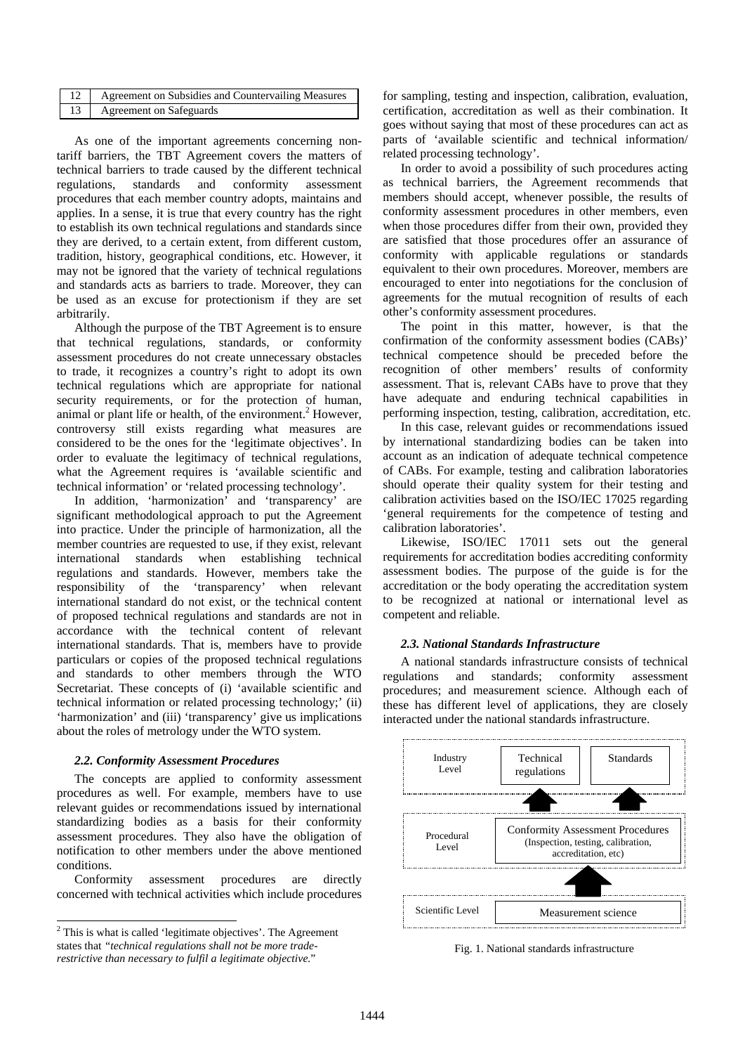| 12 | Agreement on Subsidies and Countervailing Measures |
|---|---|
| 13 | Agreement on Safeguards |

As one of the important agreements concerning non-tariff barriers, the TBT Agreement covers the matters of technical barriers to trade caused by the different technical regulations, standards and conformity assessment procedures that each member country adopts, maintains and applies. In a sense, it is true that every country has the right to establish its own technical regulations and standards since they are derived, to a certain extent, from different custom, tradition, history, geographical conditions, etc. However, it may not be ignored that the variety of technical regulations and standards acts as barriers to trade. Moreover, they can be used as an excuse for protectionism if they are set arbitrarily.

Although the purpose of the TBT Agreement is to ensure that technical regulations, standards, or conformity assessment procedures do not create unnecessary obstacles to trade, it recognizes a country's right to adopt its own technical regulations which are appropriate for national security requirements, or for the protection of human, animal or plant life or health, of the environment.[2] However, controversy still exists regarding what measures are considered to be the ones for the 'legitimate objectives'. In order to evaluate the legitimacy of technical regulations, what the Agreement requires is 'available scientific and technical information' or 'related processing technology'.

In addition, 'harmonization' and 'transparency' are significant methodological approach to put the Agreement into practice. Under the principle of harmonization, all the member countries are requested to use, if they exist, relevant international standards when establishing technical regulations and standards. However, members take the responsibility of the 'transparency' when relevant international standard do not exist, or the technical content of proposed technical regulations and standards are not in accordance with the technical content of relevant international standards. That is, members have to provide particulars or copies of the proposed technical regulations and standards to other members through the WTO Secretariat. These concepts of (i) 'available scientific and technical information or related processing technology;' (ii) 'harmonization' and (iii) 'transparency' give us implications about the roles of metrology under the WTO system.

### *2.2. Conformity Assessment Procedures*

The concepts are applied to conformity assessment procedures as well. For example, members have to use relevant guides or recommendations issued by international standardizing bodies as a basis for their conformity assessment procedures. They also have the obligation of notification to other members under the above mentioned conditions.

Conformity assessment procedures are directly concerned with technical activities which include procedures for sampling, testing and inspection, calibration, evaluation, certification, accreditation as well as their combination. It goes without saying that most of these procedures can act as parts of 'available scientific and technical information/ related processing technology'.

In order to avoid a possibility of such procedures acting as technical barriers, the Agreement recommends that members should accept, whenever possible, the results of conformity assessment procedures in other members, even when those procedures differ from their own, provided they are satisfied that those procedures offer an assurance of conformity with applicable regulations or standards equivalent to their own procedures. Moreover, members are encouraged to enter into negotiations for the conclusion of agreements for the mutual recognition of results of each other's conformity assessment procedures.

The point in this matter, however, is that the confirmation of the conformity assessment bodies (CABs)' technical competence should be preceded before the recognition of other members' results of conformity assessment. That is, relevant CABs have to prove that they have adequate and enduring technical capabilities in performing inspection, testing, calibration, accreditation, etc.

In this case, relevant guides or recommendations issued by international standardizing bodies can be taken into account as an indication of adequate technical competence of CABs. For example, testing and calibration laboratories should operate their quality system for their testing and calibration activities based on the ISO/IEC 17025 regarding 'general requirements for the competence of testing and calibration laboratories'.

Likewise, ISO/IEC 17011 sets out the general requirements for accreditation bodies accrediting conformity assessment bodies. The purpose of the guide is for the accreditation or the body operating the accreditation system to be recognized at national or international level as competent and reliable.

### *2.3. National Standards Infrastructure*

A national standards infrastructure consists of technical regulations and standards; conformity assessment procedures; and measurement science. Although each of these has different level of applications, they are closely interacted under the national standards infrastructure.

| Level | Components |
|---|---|
| Industry Level | Technical regulations; Standards |
| Procedural Level | Conformity Assessment Procedures (Inspection, testing, calibration, accreditation, etc) |
| Scientific Level | Measurement science |

Fig. 1. National standards infrastructure

[2] This is what is called 'legitimate objectives'. The Agreement states that "*technical regulations shall not be more trade-restrictive than necessary to fulfil a legitimate objective.*"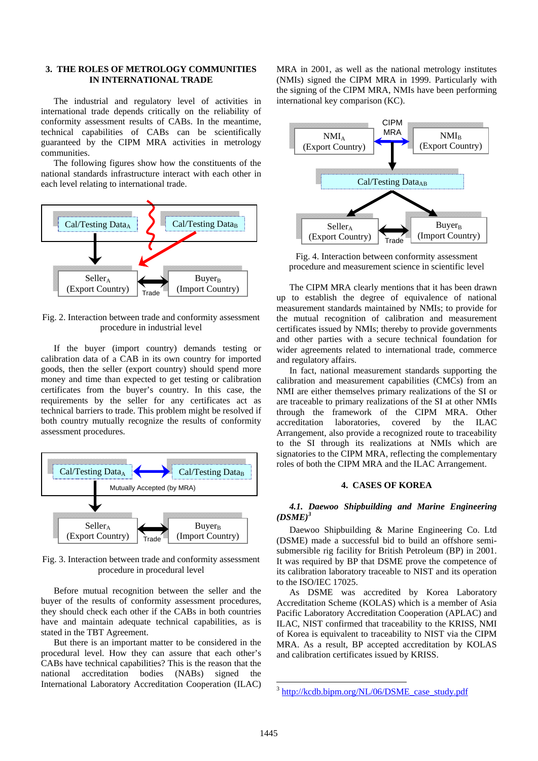## 3. THE ROLES OF METROLOGY COMMUNITIES IN INTERNATIONAL TRADE

The industrial and regulatory level of activities in international trade depends critically on the reliability of conformity assessment results of CABs. In the meantime, technical capabilities of CABs can be scientifically guaranteed by the CIPM MRA activities in metrology communities.

The following figures show how the constituents of the national standards infrastructure interact with each other in each level relating to international trade.

Fig. 2. Interaction between trade and conformity assessment procedure in industrial level

If the buyer (import country) demands testing or calibration data of a CAB in its own country for imported goods, then the seller (export country) should spend more money and time than expected to get testing or calibration certificates from the buyer's country. In this case, the requirements by the seller for any certificates act as technical barriers to trade. This problem might be resolved if both country mutually recognize the results of conformity assessment procedures.

Fig. 3. Interaction between trade and conformity assessment procedure in procedural level

Before mutual recognition between the seller and the buyer of the results of conformity assessment procedures, they should check each other if the CABs in both countries have and maintain adequate technical capabilities, as is stated in the TBT Agreement.

But there is an important matter to be considered in the procedural level. How they can assure that each other's CABs have technical capabilities? This is the reason that the national accreditation bodies (NABs) signed the International Laboratory Accreditation Cooperation (ILAC) MRA in 2001, as well as the national metrology institutes (NMIs) signed the CIPM MRA in 1999. Particularly with the signing of the CIPM MRA, NMIs have been performing international key comparison (KC).

Fig. 4. Interaction between conformity assessment procedure and measurement science in scientific level

The CIPM MRA clearly mentions that it has been drawn up to establish the degree of equivalence of national measurement standards maintained by NMIs; to provide for the mutual recognition of calibration and measurement certificates issued by NMIs; thereby to provide governments and other parties with a secure technical foundation for wider agreements related to international trade, commerce and regulatory affairs.

In fact, national measurement standards supporting the calibration and measurement capabilities (CMCs) from an NMI are either themselves primary realizations of the SI or are traceable to primary realizations of the SI at other NMIs through the framework of the CIPM MRA. Other accreditation laboratories, covered by the ILAC Arrangement, also provide a recognized route to traceability to the SI through its realizations at NMIs which are signatories to the CIPM MRA, reflecting the complementary roles of both the CIPM MRA and the ILAC Arrangement.

## 4. CASES OF KOREA

### *4.1. Daewoo Shipbuilding and Marine Engineering (DSME)*[3]

Daewoo Shipbuilding & Marine Engineering Co. Ltd (DSME) made a successful bid to build an offshore semi-submersible rig facility for British Petroleum (BP) in 2001. It was required by BP that DSME prove the competence of its calibration laboratory traceable to NIST and its operation to the ISO/IEC 17025.

As DSME was accredited by Korea Laboratory Accreditation Scheme (KOLAS) which is a member of Asia Pacific Laboratory Accreditation Cooperation (APLAC) and ILAC, NIST confirmed that traceability to the KRISS, NMI of Korea is equivalent to traceability to NIST via the CIPM MRA. As a result, BP accepted accreditation by KOLAS and calibration certificates issued by KRISS.

---

[3] http://kcdb.bipm.org/NL/06/DSME_case_study.pdf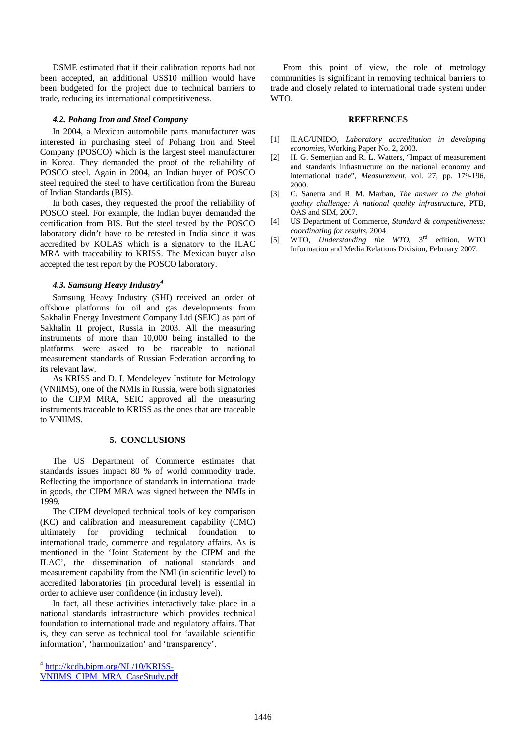DSME estimated that if their calibration reports had not been accepted, an additional US$10 million would have been budgeted for the project due to technical barriers to trade, reducing its international competitiveness.

### *4.2. Pohang Iron and Steel Company*

In 2004, a Mexican automobile parts manufacturer was interested in purchasing steel of Pohang Iron and Steel Company (POSCO) which is the largest steel manufacturer in Korea. They demanded the proof of the reliability of POSCO steel. Again in 2004, an Indian buyer of POSCO steel required the steel to have certification from the Bureau of Indian Standards (BIS).

In both cases, they requested the proof the reliability of POSCO steel. For example, the Indian buyer demanded the certification from BIS. But the steel tested by the POSCO laboratory didn't have to be retested in India since it was accredited by KOLAS which is a signatory to the ILAC MRA with traceability to KRISS. The Mexican buyer also accepted the test report by the POSCO laboratory.

### *4.3. Samsung Heavy Industry*[4]

Samsung Heavy Industry (SHI) received an order of offshore platforms for oil and gas developments from Sakhalin Energy Investment Company Ltd (SEIC) as part of Sakhalin II project, Russia in 2003. All the measuring instruments of more than 10,000 being installed to the platforms were asked to be traceable to national measurement standards of Russian Federation according to its relevant law.

As KRISS and D. I. Mendeleyev Institute for Metrology (VNIIMS), one of the NMIs in Russia, were both signatories to the CIPM MRA, SEIC approved all the measuring instruments traceable to KRISS as the ones that are traceable to VNIIMS.

## 5. CONCLUSIONS

The US Department of Commerce estimates that standards issues impact 80 % of world commodity trade. Reflecting the importance of standards in international trade in goods, the CIPM MRA was signed between the NMIs in 1999.

The CIPM developed technical tools of key comparison (KC) and calibration and measurement capability (CMC) ultimately for providing technical foundation to international trade, commerce and regulatory affairs. As is mentioned in the 'Joint Statement by the CIPM and the ILAC', the dissemination of national standards and measurement capability from the NMI (in scientific level) to accredited laboratories (in procedural level) is essential in order to achieve user confidence (in industry level).

In fact, all these activities interactively take place in a national standards infrastructure which provides technical foundation to international trade and regulatory affairs. That is, they can serve as technical tool for 'available scientific information', 'harmonization' and 'transparency'.

From this point of view, the role of metrology communities is significant in removing technical barriers to trade and closely related to international trade system under WTO.

## REFERENCES

[1] ILAC/UNIDO, *Laboratory accreditation in developing economies*, Working Paper No. 2, 2003.

[2] H. G. Semerjian and R. L. Watters, "Impact of measurement and standards infrastructure on the national economy and international trade", *Measurement*, vol. 27, pp. 179-196, 2000.

[3] C. Sanetra and R. M. Marban, *The answer to the global quality challenge: A national quality infrastructure*, PTB, OAS and SIM, 2007.

[4] US Department of Commerce, *Standard & competitiveness: coordinating for results*, 2004

[5] WTO, *Understanding the WTO*, 3rd edition, WTO Information and Media Relations Division, February 2007.

---

[4] http://kcdb.bipm.org/NL/10/KRISS-VNIIMS_CIPM_MRA_CaseStudy.pdf